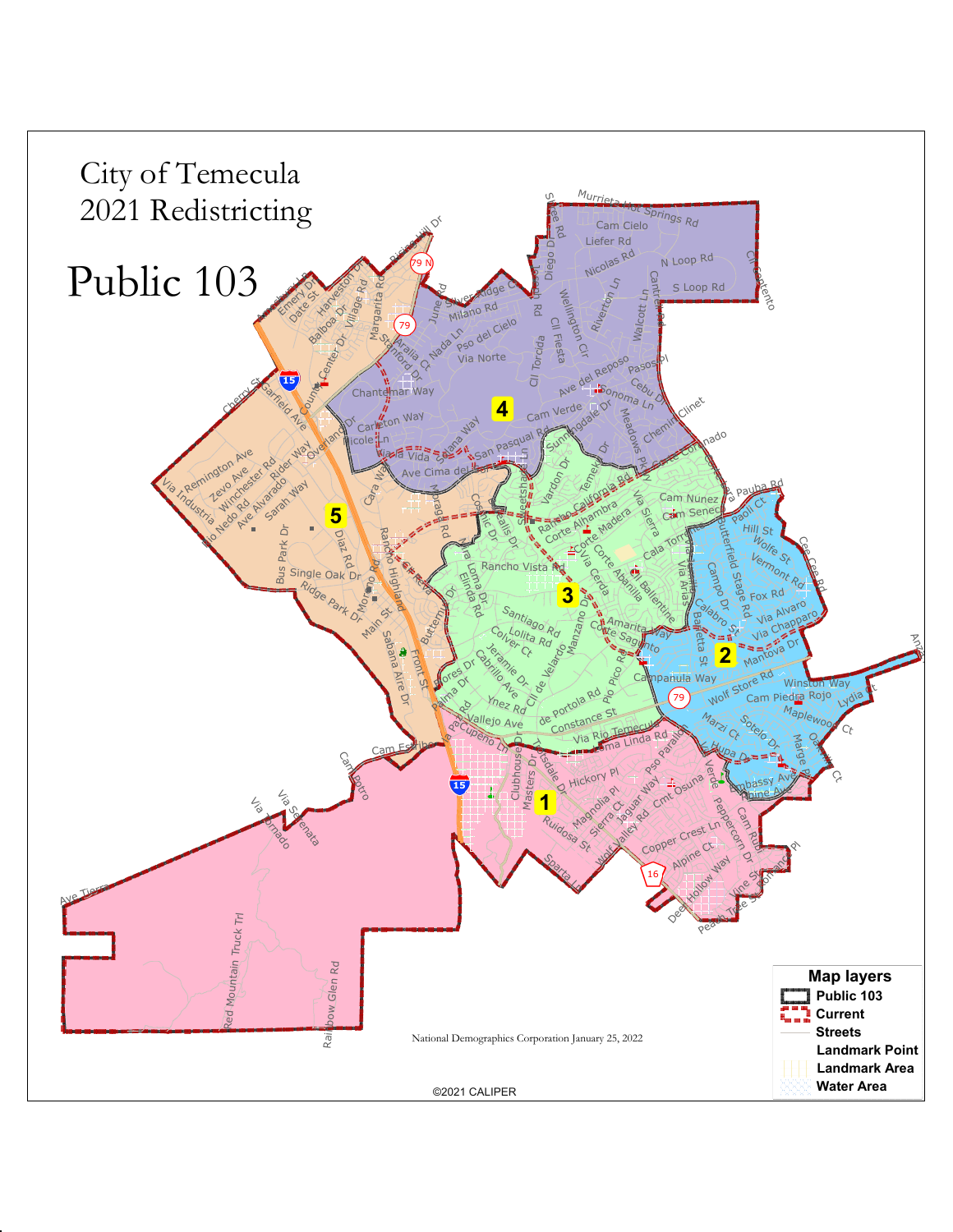# City of Temecula
# 2021 Redistricting

# Public 103

**Map layers**

- Public 103
- Current
- Streets
- Landmark Point
- Landmark Area
- Water Area

National Demographics Corporation January 25, 2022

©2021 CALIPER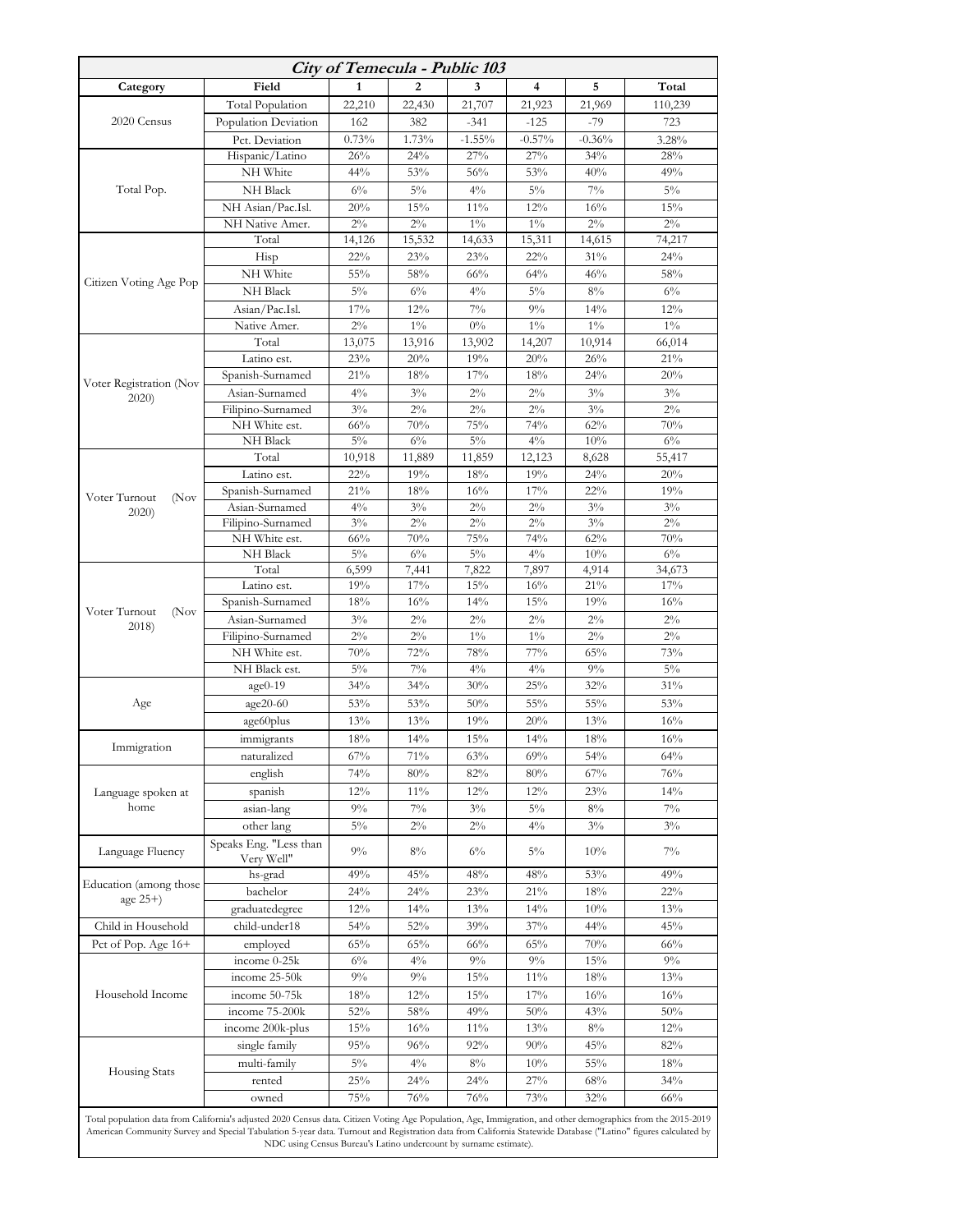# City of Temecula - Public 103

| Category | Field | 1 | 2 | 3 | 4 | 5 | Total |
|---|---|---|---|---|---|---|---|
| 2020 Census | Total Population | 22,210 | 22,430 | 21,707 | 21,923 | 21,969 | 110,239 |
| | Population Deviation | 162 | 382 | -341 | -125 | -79 | 723 |
| | Pct. Deviation | 0.73% | 1.73% | -1.55% | -0.57% | -0.36% | 3.28% |
| Total Pop. | Hispanic/Latino | 26% | 24% | 27% | 27% | 34% | 28% |
| | NH White | 44% | 53% | 56% | 53% | 40% | 49% |
| | NH Black | 6% | 5% | 4% | 5% | 7% | 5% |
| | NH Asian/Pac.Isl. | 20% | 15% | 11% | 12% | 16% | 15% |
| | NH Native Amer. | 2% | 2% | 1% | 1% | 2% | 2% |
| Citizen Voting Age Pop | Total | 14,126 | 15,532 | 14,633 | 15,311 | 14,615 | 74,217 |
| | Hisp | 22% | 23% | 23% | 22% | 31% | 24% |
| | NH White | 55% | 58% | 66% | 64% | 46% | 58% |
| | NH Black | 5% | 6% | 4% | 5% | 8% | 6% |
| | Asian/Pac.Isl. | 17% | 12% | 7% | 9% | 14% | 12% |
| | Native Amer. | 2% | 1% | 0% | 1% | 1% | 1% |
| Voter Registration (Nov 2020) | Total | 13,075 | 13,916 | 13,902 | 14,207 | 10,914 | 66,014 |
| | Latino est. | 23% | 20% | 19% | 20% | 26% | 21% |
| | Spanish-Surnamed | 21% | 18% | 17% | 18% | 24% | 20% |
| | Asian-Surnamed | 4% | 3% | 2% | 2% | 3% | 3% |
| | Filipino-Surnamed | 3% | 2% | 2% | 2% | 3% | 2% |
| | NH White est. | 66% | 70% | 75% | 74% | 62% | 70% |
| | NH Black | 5% | 6% | 5% | 4% | 10% | 6% |
| Voter Turnout (Nov 2020) | Total | 10,918 | 11,889 | 11,859 | 12,123 | 8,628 | 55,417 |
| | Latino est. | 22% | 19% | 18% | 19% | 24% | 20% |
| | Spanish-Surnamed | 21% | 18% | 16% | 17% | 22% | 19% |
| | Asian-Surnamed | 4% | 3% | 2% | 2% | 3% | 3% |
| | Filipino-Surnamed | 3% | 2% | 2% | 2% | 3% | 2% |
| | NH White est. | 66% | 70% | 75% | 74% | 62% | 70% |
| | NH Black | 5% | 6% | 5% | 4% | 10% | 6% |
| Voter Turnout (Nov 2018) | Total | 6,599 | 7,441 | 7,822 | 7,897 | 4,914 | 34,673 |
| | Latino est. | 19% | 17% | 15% | 16% | 21% | 17% |
| | Spanish-Surnamed | 18% | 16% | 14% | 15% | 19% | 16% |
| | Asian-Surnamed | 3% | 2% | 2% | 2% | 2% | 2% |
| | Filipino-Surnamed | 2% | 2% | 1% | 1% | 2% | 2% |
| | NH White est. | 70% | 72% | 78% | 77% | 65% | 73% |
| | NH Black est. | 5% | 7% | 4% | 4% | 9% | 5% |
| Age | age0-19 | 34% | 34% | 30% | 25% | 32% | 31% |
| | age20-60 | 53% | 53% | 50% | 55% | 55% | 53% |
| | age60plus | 13% | 13% | 19% | 20% | 13% | 16% |
| Immigration | immigrants | 18% | 14% | 15% | 14% | 18% | 16% |
| | naturalized | 67% | 71% | 63% | 69% | 54% | 64% |
| Language spoken at home | english | 74% | 80% | 82% | 80% | 67% | 76% |
| | spanish | 12% | 11% | 12% | 12% | 23% | 14% |
| | asian-lang | 9% | 7% | 3% | 5% | 8% | 7% |
| | other lang | 5% | 2% | 2% | 4% | 3% | 3% |
| Language Fluency | Speaks Eng. "Less than Very Well" | 9% | 8% | 6% | 5% | 10% | 7% |
| Education (among those age 25+) | hs-grad | 49% | 45% | 48% | 48% | 53% | 49% |
| | bachelor | 24% | 24% | 23% | 21% | 18% | 22% |
| | graduatedegree | 12% | 14% | 13% | 14% | 10% | 13% |
| Child in Household | child-under18 | 54% | 52% | 39% | 37% | 44% | 45% |
| Pct of Pop. Age 16+ | employed | 65% | 65% | 66% | 65% | 70% | 66% |
| Household Income | income 0-25k | 6% | 4% | 9% | 9% | 15% | 9% |
| | income 25-50k | 9% | 9% | 15% | 11% | 18% | 13% |
| | income 50-75k | 18% | 12% | 15% | 17% | 16% | 16% |
| | income 75-200k | 52% | 58% | 49% | 50% | 43% | 50% |
| | income 200k-plus | 15% | 16% | 11% | 13% | 8% | 12% |
| Housing Stats | single family | 95% | 96% | 92% | 90% | 45% | 82% |
| | multi-family | 5% | 4% | 8% | 10% | 55% | 18% |
| | rented | 25% | 24% | 24% | 27% | 68% | 34% |
| | owned | 75% | 76% | 76% | 73% | 32% | 66% |

Total population data from California's adjusted 2020 Census data. Citizen Voting Age Population, Age, Immigration, and other demographics from the 2015-2019 American Community Survey and Special Tabulation 5-year data. Turnout and Registration data from California Statewide Database ("Latino" figures calculated by NDC using Census Bureau's Latino undercount by surname estimate).